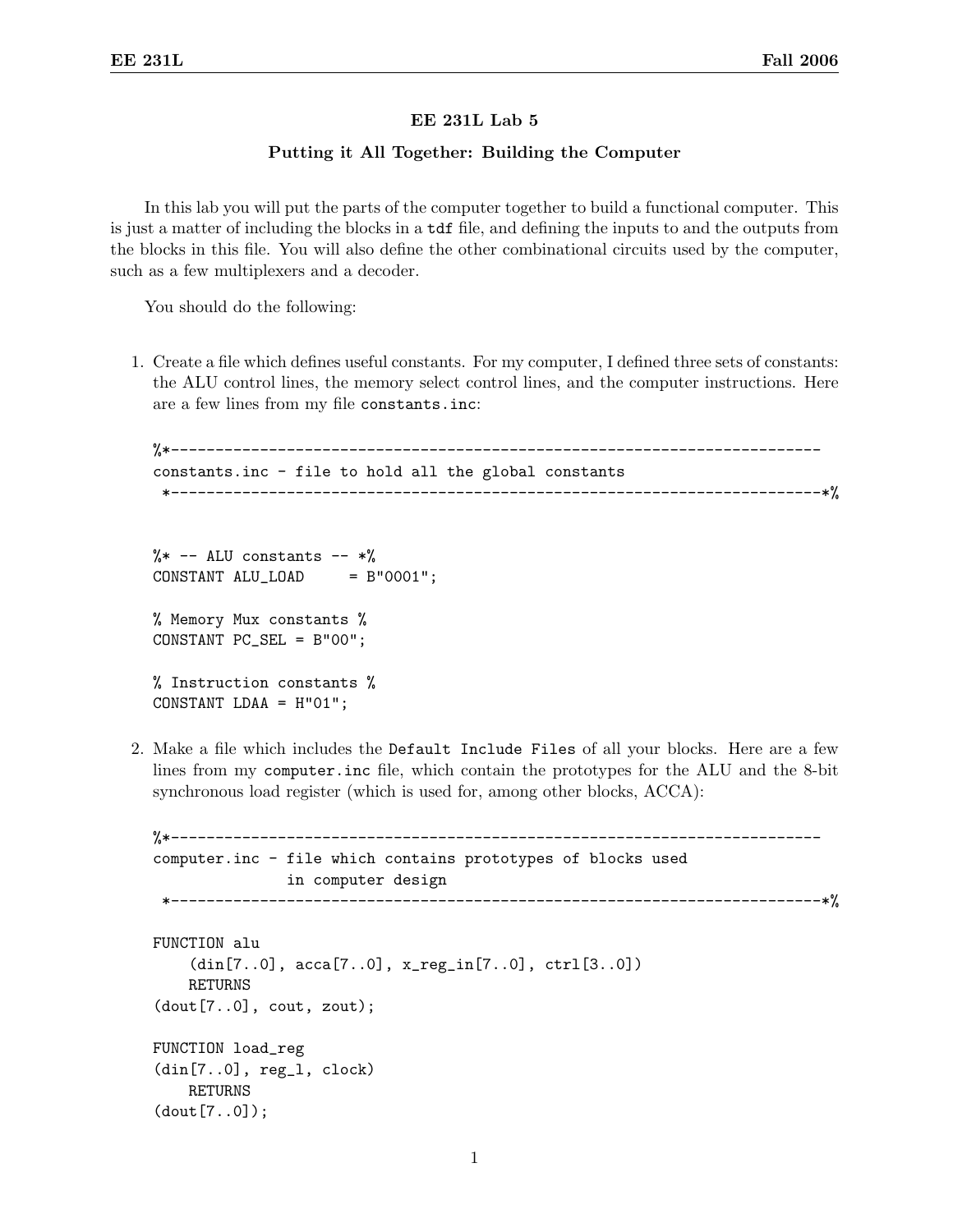# EE 231L Lab 5

## Putting it All Together: Building the Computer

In this lab you will put the parts of the computer together to build a functional computer. This is just a matter of including the blocks in a `tdf` file, and defining the inputs to and the outputs from the blocks in this file. You will also define the other combinational circuits used by the computer, such as a few multiplexers and a decoder.

You should do the following:

1. Create a file which defines useful constants. For my computer, I defined three sets of constants: the ALU control lines, the memory select control lines, and the computer instructions. Here are a few lines from my file `constants.inc`:

```
%*--------------------------------------------------------------------------
constants.inc - file to hold all the global constants
 *--------------------------------------------------------------------------*%


%* -- ALU constants -- *%
CONSTANT ALU_LOAD     = B"0001";

% Memory Mux constants %
CONSTANT PC_SEL = B"00";

% Instruction constants %
CONSTANT LDAA = H"01";
```

2. Make a file which includes the `Default Include Files` of all your blocks. Here are a few lines from my `computer.inc` file, which contain the prototypes for the ALU and the 8-bit synchronous load register (which is used for, among other blocks, ACCA):

```
%*--------------------------------------------------------------------------
computer.inc - file which contains prototypes of blocks used
               in computer design
 *--------------------------------------------------------------------------*%

FUNCTION alu
    (din[7..0], acca[7..0], x_reg_in[7..0], ctrl[3..0])
    RETURNS
(dout[7..0], cout, zout);

FUNCTION load_reg
(din[7..0], reg_l, clock)
    RETURNS
(dout[7..0]);
```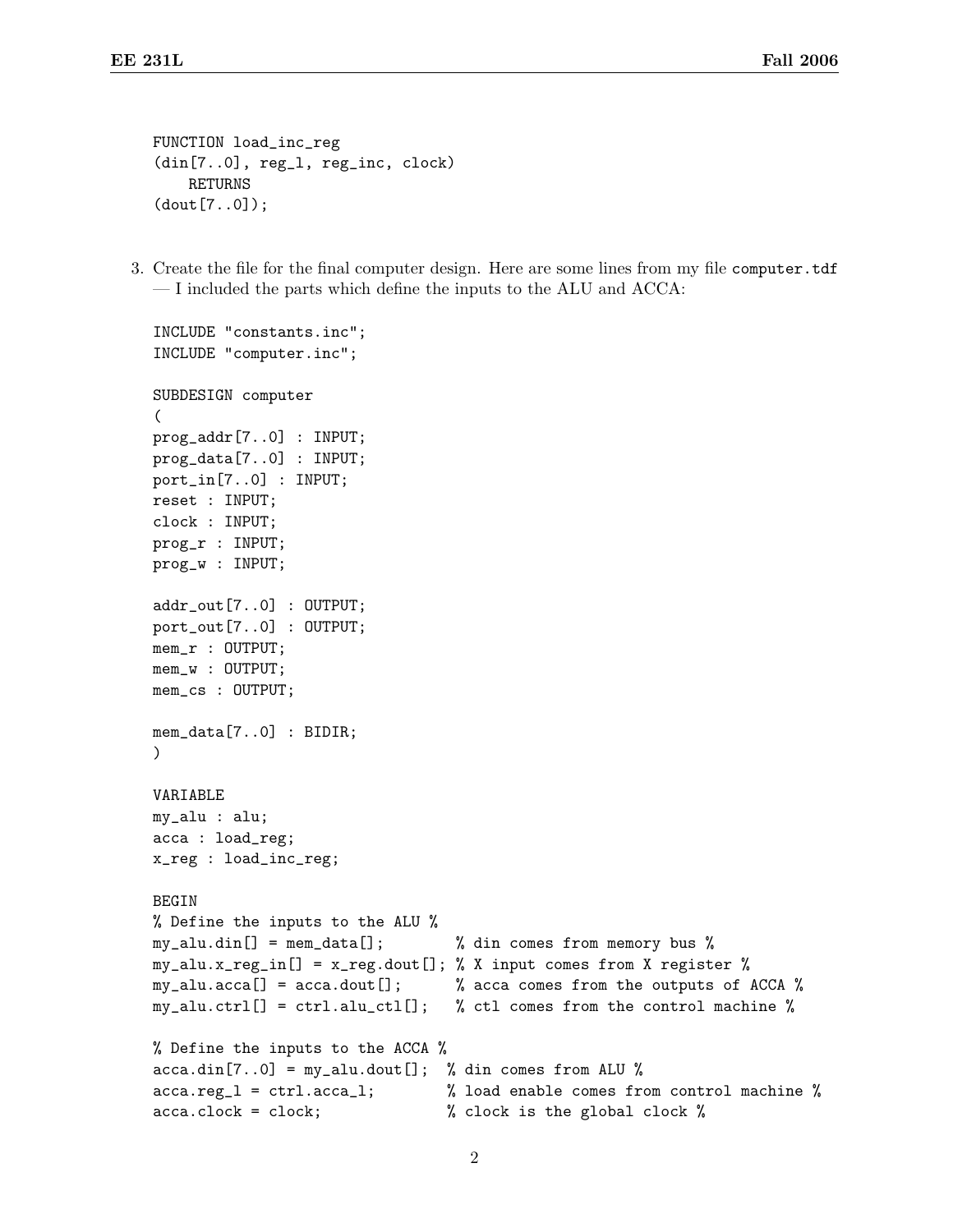```
FUNCTION load_inc_reg
(din[7..0], reg_l, reg_inc, clock)
    RETURNS
(dout[7..0]);
```

3. Create the file for the final computer design. Here are some lines from my file `computer.tdf` — I included the parts which define the inputs to the ALU and ACCA:

```
INCLUDE "constants.inc";
INCLUDE "computer.inc";

SUBDESIGN computer
(
prog_addr[7..0] : INPUT;
prog_data[7..0] : INPUT;
port_in[7..0] : INPUT;
reset : INPUT;
clock : INPUT;
prog_r : INPUT;
prog_w : INPUT;

addr_out[7..0] : OUTPUT;
port_out[7..0] : OUTPUT;
mem_r : OUTPUT;
mem_w : OUTPUT;
mem_cs : OUTPUT;

mem_data[7..0] : BIDIR;
)

VARIABLE
my_alu : alu;
acca : load_reg;
x_reg : load_inc_reg;

BEGIN
% Define the inputs to the ALU %
my_alu.din[] = mem_data[];        % din comes from memory bus %
my_alu.x_reg_in[] = x_reg.dout[]; % X input comes from X register %
my_alu.acca[] = acca.dout[];      % acca comes from the outputs of ACCA %
my_alu.ctrl[] = ctrl.alu_ctl[];   % ctl comes from the control machine %

% Define the inputs to the ACCA %
acca.din[7..0] = my_alu.dout[];  % din comes from ALU %
acca.reg_l = ctrl.acca_l;        % load enable comes from control machine %
acca.clock = clock;              % clock is the global clock %
```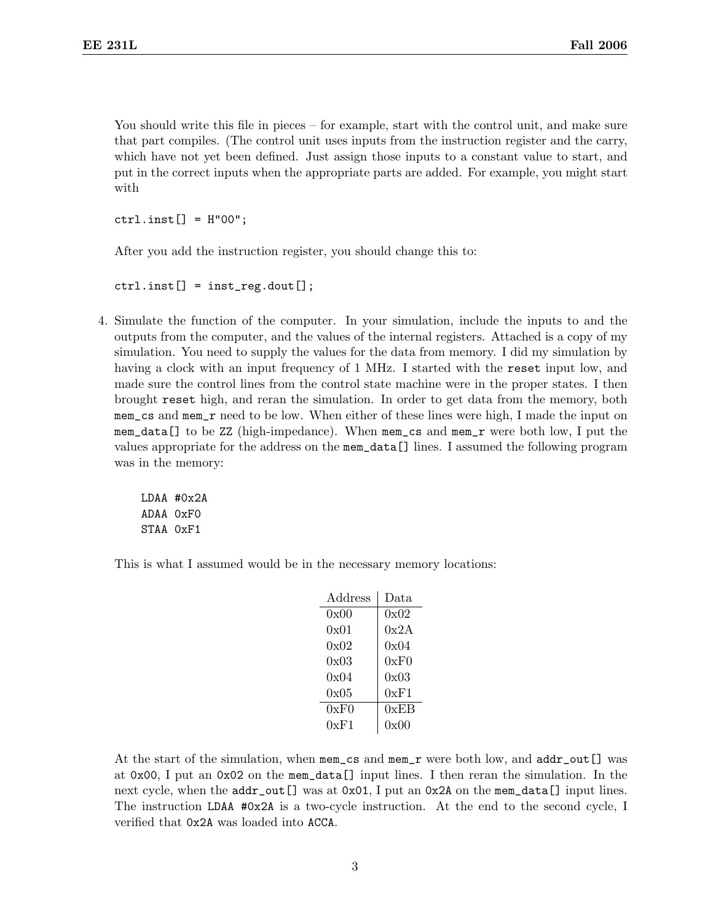You should write this file in pieces – for example, start with the control unit, and make sure that part compiles. (The control unit uses inputs from the instruction register and the carry, which have not yet been defined. Just assign those inputs to a constant value to start, and put in the correct inputs when the appropriate parts are added. For example, you might start with

```
ctrl.inst[] = H"00";
```

After you add the instruction register, you should change this to:

```
ctrl.inst[] = inst_reg.dout[];
```

4. Simulate the function of the computer. In your simulation, include the inputs to and the outputs from the computer, and the values of the internal registers. Attached is a copy of my simulation. You need to supply the values for the data from memory. I did my simulation by having a clock with an input frequency of 1 MHz. I started with the `reset` input low, and made sure the control lines from the control state machine were in the proper states. I then brought `reset` high, and reran the simulation. In order to get data from the memory, both `mem_cs` and `mem_r` need to be low. When either of these lines were high, I made the input on `mem_data[]` to be `ZZ` (high-impedance). When `mem_cs` and `mem_r` were both low, I put the values appropriate for the address on the `mem_data[]` lines. I assumed the following program was in the memory:

   ```
   LDAA #0x2A
   ADAA 0xF0
   STAA 0xF1
   ```

   This is what I assumed would be in the necessary memory locations:

   | Address | Data |
   |---|---|
   | 0x00 | 0x02 |
   | 0x01 | 0x2A |
   | 0x02 | 0x04 |
   | 0x03 | 0xF0 |
   | 0x04 | 0x03 |
   | 0x05 | 0xF1 |
   | 0xF0 | 0xEB |
   | 0xF1 | 0x00 |

   At the start of the simulation, when `mem_cs` and `mem_r` were both low, and `addr_out[]` was at `0x00`, I put an `0x02` on the `mem_data[]` input lines. I then reran the simulation. In the next cycle, when the `addr_out[]` was at `0x01`, I put an `0x2A` on the `mem_data[]` input lines. The instruction `LDAA #0x2A` is a two-cycle instruction. At the end to the second cycle, I verified that `0x2A` was loaded into `ACCA`.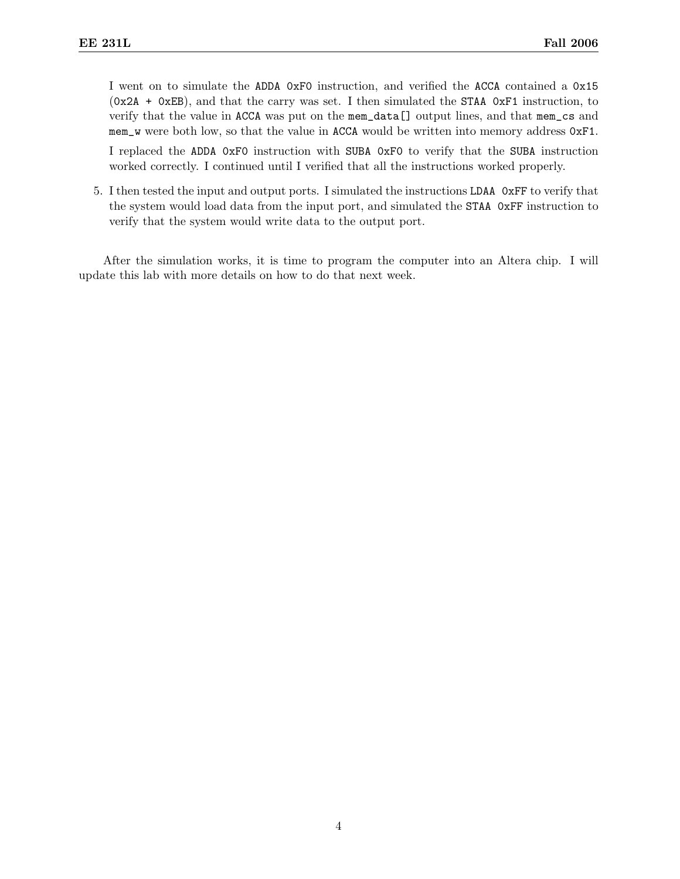I went on to simulate the `ADDA 0xF0` instruction, and verified the `ACCA` contained a `0x15` (`0x2A + 0xEB`), and that the carry was set. I then simulated the `STAA 0xF1` instruction, to verify that the value in `ACCA` was put on the `mem_data[]` output lines, and that `mem_cs` and `mem_w` were both low, so that the value in `ACCA` would be written into memory address `0xF1`.

I replaced the `ADDA 0xF0` instruction with `SUBA 0xF0` to verify that the `SUBA` instruction worked correctly. I continued until I verified that all the instructions worked properly.

5. I then tested the input and output ports. I simulated the instructions `LDAA 0xFF` to verify that the system would load data from the input port, and simulated the `STAA 0xFF` instruction to verify that the system would write data to the output port.

After the simulation works, it is time to program the computer into an Altera chip. I will update this lab with more details on how to do that next week.